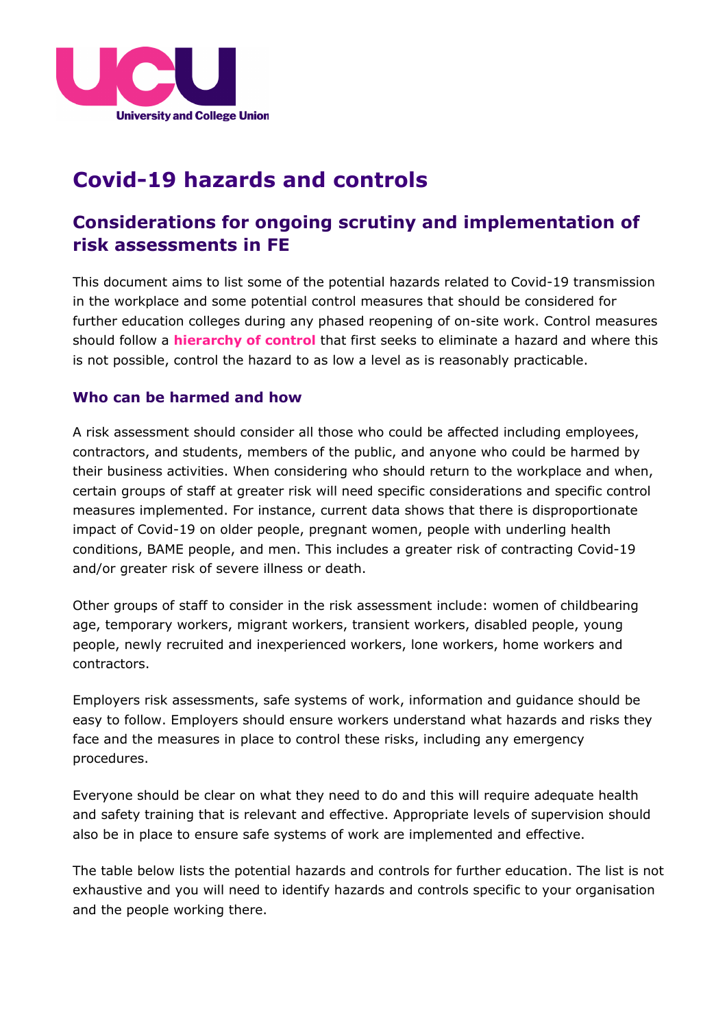UCU
University and College Union

# Covid-19 hazards and controls

## Considerations for ongoing scrutiny and implementation of risk assessments in FE

This document aims to list some of the potential hazards related to Covid-19 transmission in the workplace and some potential control measures that should be considered for further education colleges during any phased reopening of on-site work. Control measures should follow a **hierarchy of control** that first seeks to eliminate a hazard and where this is not possible, control the hazard to as low a level as is reasonably practicable.

### Who can be harmed and how

A risk assessment should consider all those who could be affected including employees, contractors, and students, members of the public, and anyone who could be harmed by their business activities. When considering who should return to the workplace and when, certain groups of staff at greater risk will need specific considerations and specific control measures implemented. For instance, current data shows that there is disproportionate impact of Covid-19 on older people, pregnant women, people with underling health conditions, BAME people, and men. This includes a greater risk of contracting Covid-19 and/or greater risk of severe illness or death.

Other groups of staff to consider in the risk assessment include: women of childbearing age, temporary workers, migrant workers, transient workers, disabled people, young people, newly recruited and inexperienced workers, lone workers, home workers and contractors.

Employers risk assessments, safe systems of work, information and guidance should be easy to follow. Employers should ensure workers understand what hazards and risks they face and the measures in place to control these risks, including any emergency procedures.

Everyone should be clear on what they need to do and this will require adequate health and safety training that is relevant and effective. Appropriate levels of supervision should also be in place to ensure safe systems of work are implemented and effective.

The table below lists the potential hazards and controls for further education. The list is not exhaustive and you will need to identify hazards and controls specific to your organisation and the people working there.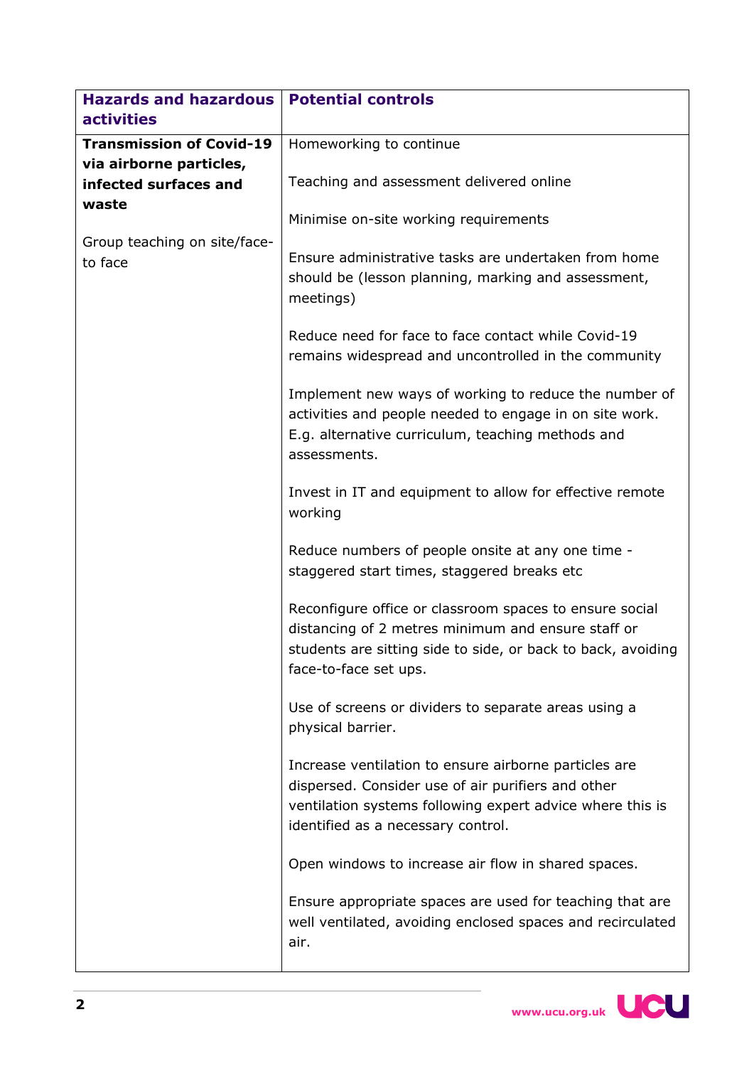| Hazards and hazardous activities | Potential controls |
|---|---|
| **Transmission of Covid-19 via airborne particles, infected surfaces and waste**<br><br>Group teaching on site/face-to face | Homeworking to continue<br><br>Teaching and assessment delivered online<br><br>Minimise on-site working requirements<br><br>Ensure administrative tasks are undertaken from home should be (lesson planning, marking and assessment, meetings)<br><br>Reduce need for face to face contact while Covid-19 remains widespread and uncontrolled in the community<br><br>Implement new ways of working to reduce the number of activities and people needed to engage in on site work. E.g. alternative curriculum, teaching methods and assessments.<br><br>Invest in IT and equipment to allow for effective remote working<br><br>Reduce numbers of people onsite at any one time - staggered start times, staggered breaks etc<br><br>Reconfigure office or classroom spaces to ensure social distancing of 2 metres minimum and ensure staff or students are sitting side to side, or back to back, avoiding face-to-face set ups.<br><br>Use of screens or dividers to separate areas using a physical barrier.<br><br>Increase ventilation to ensure airborne particles are dispersed. Consider use of air purifiers and other ventilation systems following expert advice where this is identified as a necessary control.<br><br>Open windows to increase air flow in shared spaces.<br><br>Ensure appropriate spaces are used for teaching that are well ventilated, avoiding enclosed spaces and recirculated air. |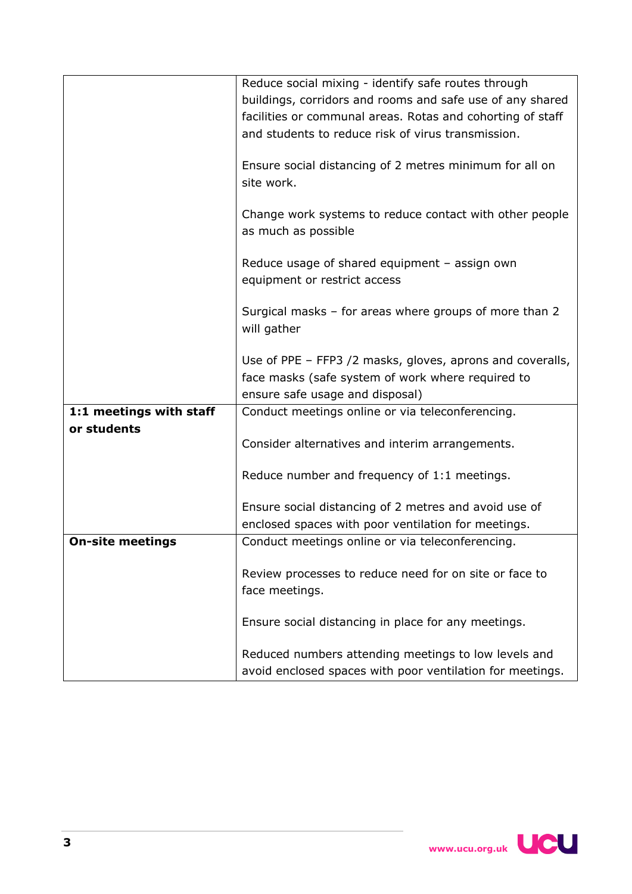| | |
|---|---|
| | Reduce social mixing - identify safe routes through buildings, corridors and rooms and safe use of any shared facilities or communal areas. Rotas and cohorting of staff and students to reduce risk of virus transmission.<br><br>Ensure social distancing of 2 metres minimum for all on site work.<br><br>Change work systems to reduce contact with other people as much as possible<br><br>Reduce usage of shared equipment – assign own equipment or restrict access<br><br>Surgical masks – for areas where groups of more than 2 will gather<br><br>Use of PPE – FFP3 /2 masks, gloves, aprons and coveralls, face masks (safe system of work where required to ensure safe usage and disposal) |
| **1:1 meetings with staff or students** | Conduct meetings online or via teleconferencing.<br><br>Consider alternatives and interim arrangements.<br><br>Reduce number and frequency of 1:1 meetings.<br><br>Ensure social distancing of 2 metres and avoid use of enclosed spaces with poor ventilation for meetings. |
| **On-site meetings** | Conduct meetings online or via teleconferencing.<br><br>Review processes to reduce need for on site or face to face meetings.<br><br>Ensure social distancing in place for any meetings.<br><br>Reduced numbers attending meetings to low levels and avoid enclosed spaces with poor ventilation for meetings. |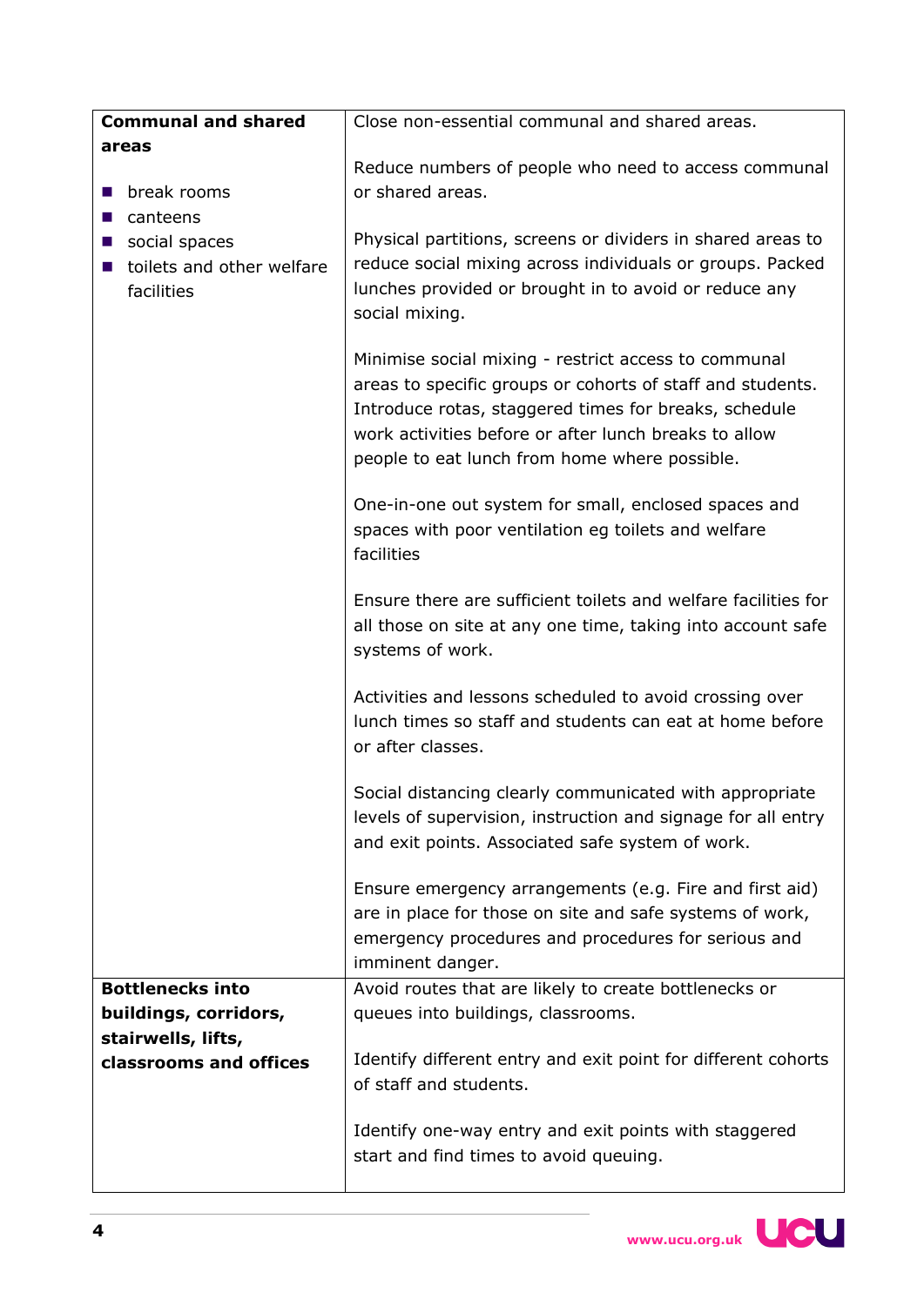| | |
|---|---|
| **Communal and shared areas**<br><br>- break rooms<br>- canteens<br>- social spaces<br>- toilets and other welfare facilities | Close non-essential communal and shared areas.<br><br>Reduce numbers of people who need to access communal or shared areas.<br><br>Physical partitions, screens or dividers in shared areas to reduce social mixing across individuals or groups. Packed lunches provided or brought in to avoid or reduce any social mixing.<br><br>Minimise social mixing - restrict access to communal areas to specific groups or cohorts of staff and students. Introduce rotas, staggered times for breaks, schedule work activities before or after lunch breaks to allow people to eat lunch from home where possible.<br><br>One-in-one out system for small, enclosed spaces and spaces with poor ventilation eg toilets and welfare facilities<br><br>Ensure there are sufficient toilets and welfare facilities for all those on site at any one time, taking into account safe systems of work.<br><br>Activities and lessons scheduled to avoid crossing over lunch times so staff and students can eat at home before or after classes.<br><br>Social distancing clearly communicated with appropriate levels of supervision, instruction and signage for all entry and exit points. Associated safe system of work.<br><br>Ensure emergency arrangements (e.g. Fire and first aid) are in place for those on site and safe systems of work, emergency procedures and procedures for serious and imminent danger. |
| **Bottlenecks into buildings, corridors, stairwells, lifts, classrooms and offices** | Avoid routes that are likely to create bottlenecks or queues into buildings, classrooms.<br><br>Identify different entry and exit point for different cohorts of staff and students.<br><br>Identify one-way entry and exit points with staggered start and find times to avoid queuing. |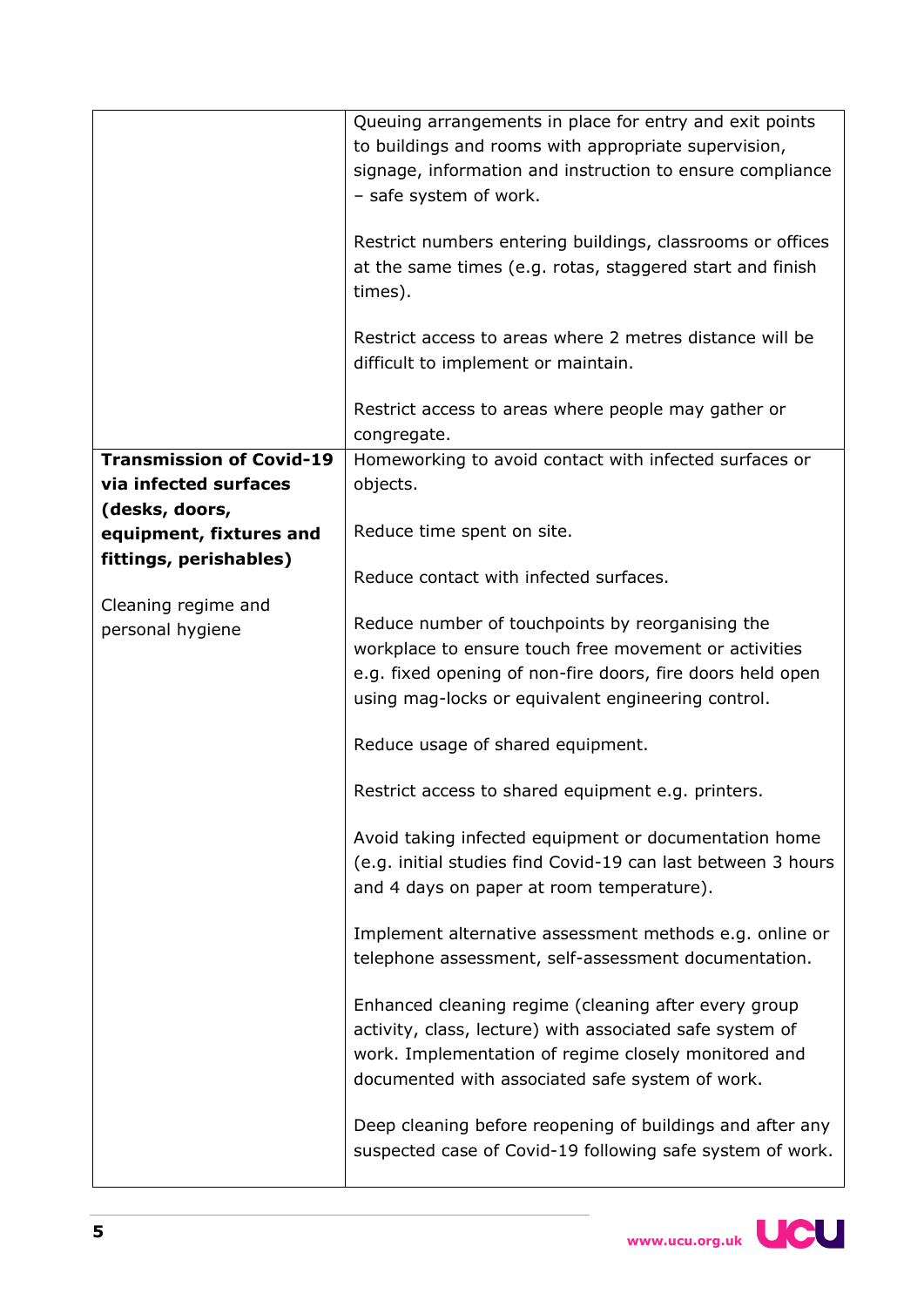| | |
|---|---|
| | Queuing arrangements in place for entry and exit points to buildings and rooms with appropriate supervision, signage, information and instruction to ensure compliance – safe system of work.<br><br>Restrict numbers entering buildings, classrooms or offices at the same times (e.g. rotas, staggered start and finish times).<br><br>Restrict access to areas where 2 metres distance will be difficult to implement or maintain.<br><br>Restrict access to areas where people may gather or congregate. |
| **Transmission of Covid-19 via infected surfaces (desks, doors, equipment, fixtures and fittings, perishables)**<br><br>Cleaning regime and personal hygiene | Homeworking to avoid contact with infected surfaces or objects.<br><br>Reduce time spent on site.<br><br>Reduce contact with infected surfaces.<br><br>Reduce number of touchpoints by reorganising the workplace to ensure touch free movement or activities e.g. fixed opening of non-fire doors, fire doors held open using mag-locks or equivalent engineering control.<br><br>Reduce usage of shared equipment.<br><br>Restrict access to shared equipment e.g. printers.<br><br>Avoid taking infected equipment or documentation home (e.g. initial studies find Covid-19 can last between 3 hours and 4 days on paper at room temperature).<br><br>Implement alternative assessment methods e.g. online or telephone assessment, self-assessment documentation.<br><br>Enhanced cleaning regime (cleaning after every group activity, class, lecture) with associated safe system of work. Implementation of regime closely monitored and documented with associated safe system of work.<br><br>Deep cleaning before reopening of buildings and after any suspected case of Covid-19 following safe system of work. |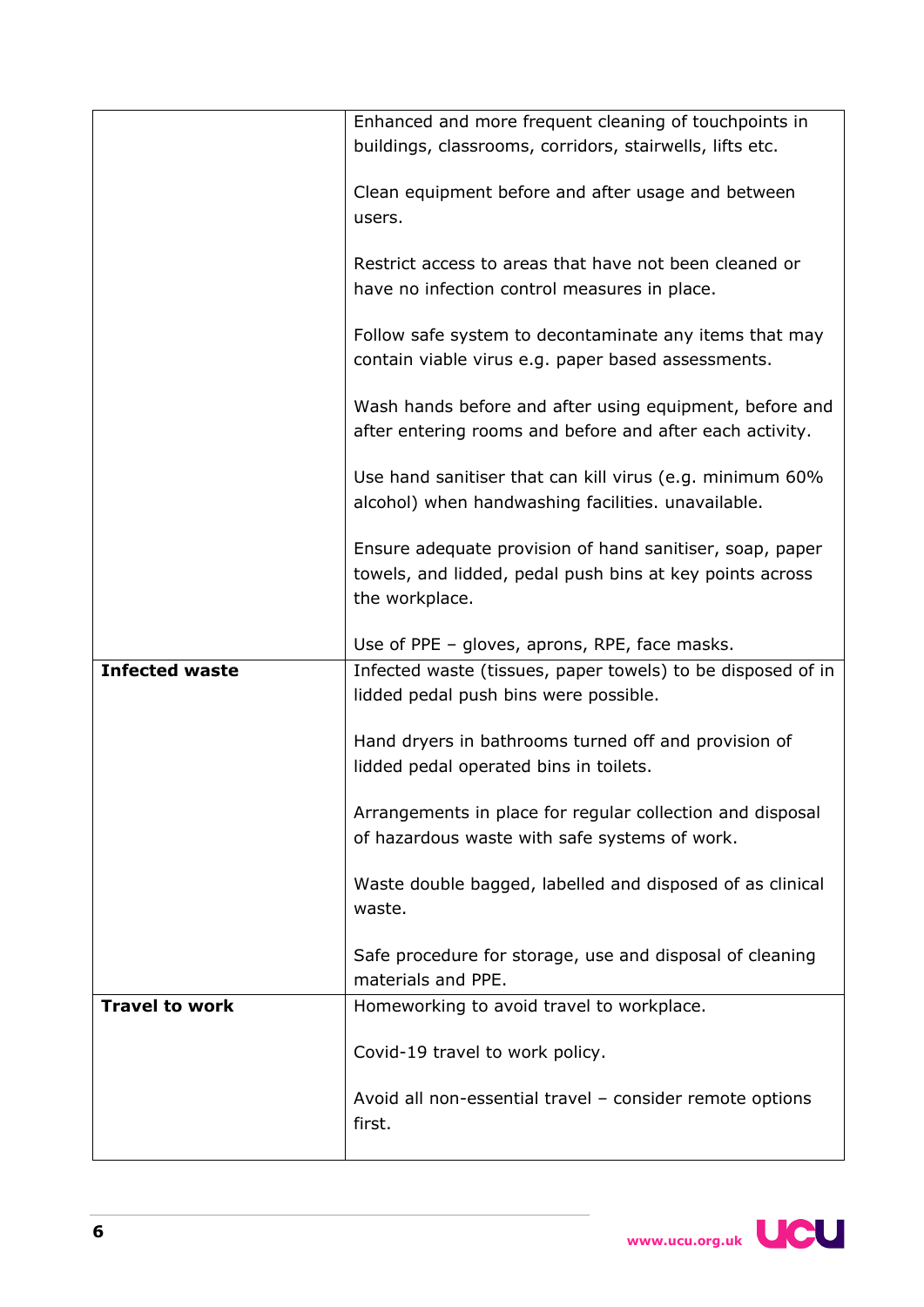| | |
|---|---|
| | Enhanced and more frequent cleaning of touchpoints in buildings, classrooms, corridors, stairwells, lifts etc.<br><br>Clean equipment before and after usage and between users.<br><br>Restrict access to areas that have not been cleaned or have no infection control measures in place.<br><br>Follow safe system to decontaminate any items that may contain viable virus e.g. paper based assessments.<br><br>Wash hands before and after using equipment, before and after entering rooms and before and after each activity.<br><br>Use hand sanitiser that can kill virus (e.g. minimum 60% alcohol) when handwashing facilities. unavailable.<br><br>Ensure adequate provision of hand sanitiser, soap, paper towels, and lidded, pedal push bins at key points across the workplace.<br><br>Use of PPE – gloves, aprons, RPE, face masks. |
| **Infected waste** | Infected waste (tissues, paper towels) to be disposed of in lidded pedal push bins were possible.<br><br>Hand dryers in bathrooms turned off and provision of lidded pedal operated bins in toilets.<br><br>Arrangements in place for regular collection and disposal of hazardous waste with safe systems of work.<br><br>Waste double bagged, labelled and disposed of as clinical waste.<br><br>Safe procedure for storage, use and disposal of cleaning materials and PPE. |
| **Travel to work** | Homeworking to avoid travel to workplace.<br><br>Covid-19 travel to work policy.<br><br>Avoid all non-essential travel – consider remote options first. |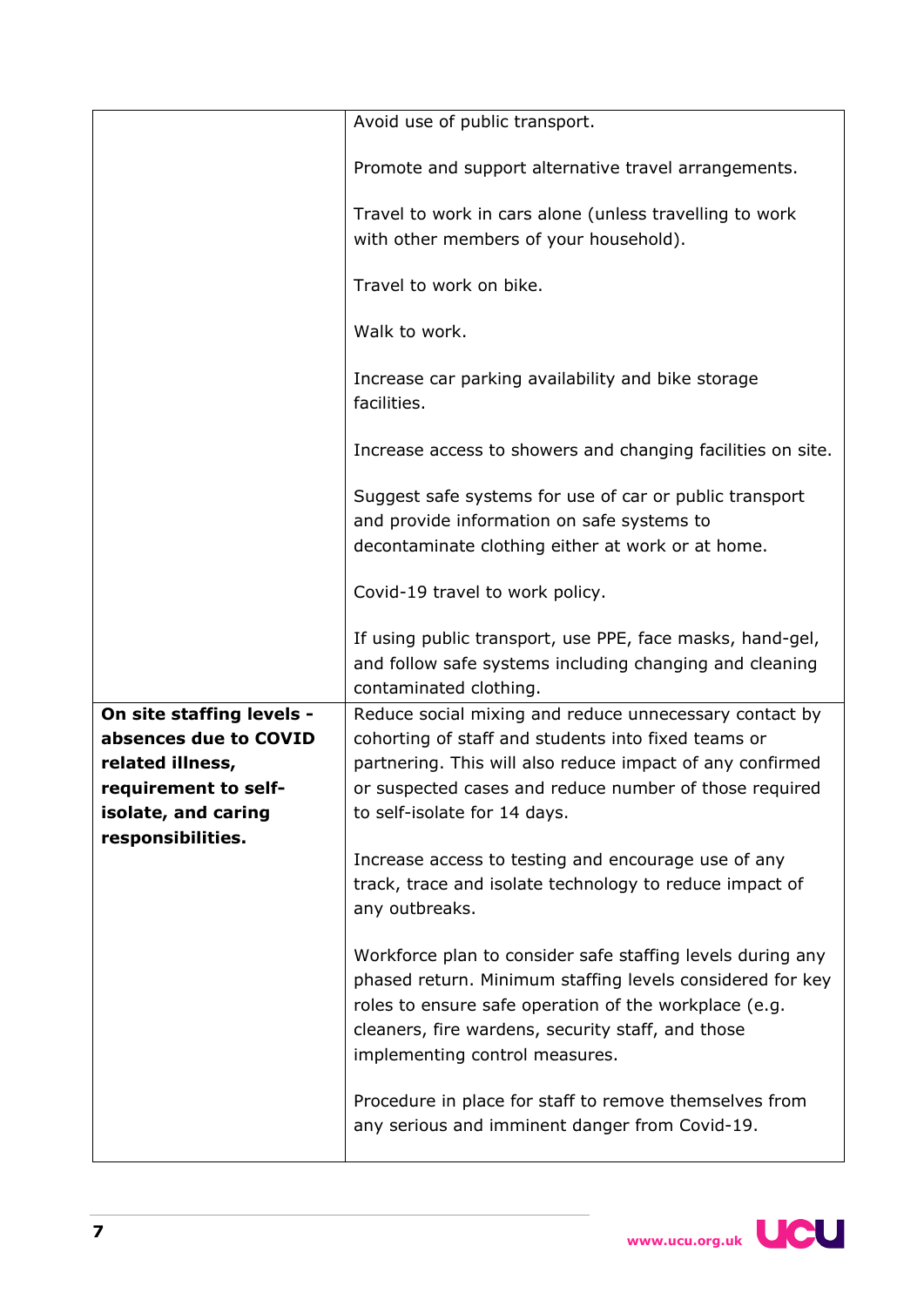| | |
|---|---|
| | Avoid use of public transport.<br><br>Promote and support alternative travel arrangements.<br><br>Travel to work in cars alone (unless travelling to work with other members of your household).<br><br>Travel to work on bike.<br><br>Walk to work.<br><br>Increase car parking availability and bike storage facilities.<br><br>Increase access to showers and changing facilities on site.<br><br>Suggest safe systems for use of car or public transport and provide information on safe systems to decontaminate clothing either at work or at home.<br><br>Covid-19 travel to work policy.<br><br>If using public transport, use PPE, face masks, hand-gel, and follow safe systems including changing and cleaning contaminated clothing. |
| **On site staffing levels - absences due to COVID related illness, requirement to self-isolate, and caring responsibilities.** | Reduce social mixing and reduce unnecessary contact by cohorting of staff and students into fixed teams or partnering. This will also reduce impact of any confirmed or suspected cases and reduce number of those required to self-isolate for 14 days.<br><br>Increase access to testing and encourage use of any track, trace and isolate technology to reduce impact of any outbreaks.<br><br>Workforce plan to consider safe staffing levels during any phased return. Minimum staffing levels considered for key roles to ensure safe operation of the workplace (e.g. cleaners, fire wardens, security staff, and those implementing control measures.<br><br>Procedure in place for staff to remove themselves from any serious and imminent danger from Covid-19. |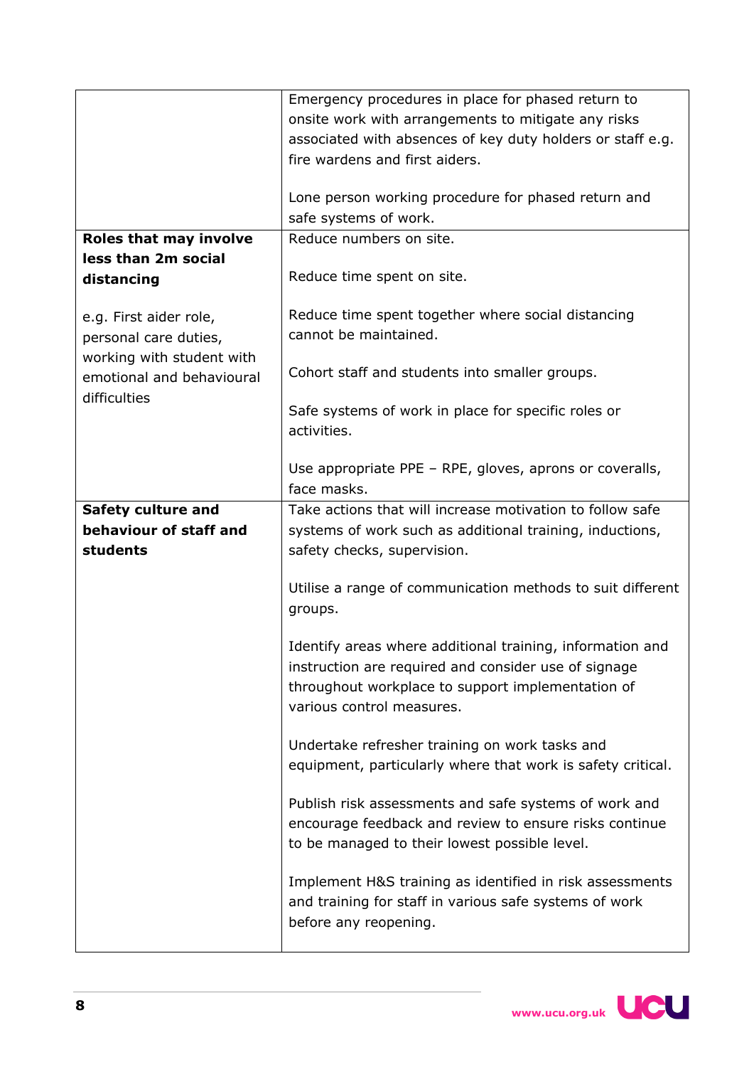| | |
|---|---|
| | Emergency procedures in place for phased return to onsite work with arrangements to mitigate any risks associated with absences of key duty holders or staff e.g. fire wardens and first aiders.<br><br>Lone person working procedure for phased return and safe systems of work. |
| **Roles that may involve less than 2m social distancing**<br><br>e.g. First aider role, personal care duties, working with student with emotional and behavioural difficulties | Reduce numbers on site.<br><br>Reduce time spent on site.<br><br>Reduce time spent together where social distancing cannot be maintained.<br><br>Cohort staff and students into smaller groups.<br><br>Safe systems of work in place for specific roles or activities.<br><br>Use appropriate PPE – RPE, gloves, aprons or coveralls, face masks. |
| **Safety culture and behaviour of staff and students** | Take actions that will increase motivation to follow safe systems of work such as additional training, inductions, safety checks, supervision.<br><br>Utilise a range of communication methods to suit different groups.<br><br>Identify areas where additional training, information and instruction are required and consider use of signage throughout workplace to support implementation of various control measures.<br><br>Undertake refresher training on work tasks and equipment, particularly where that work is safety critical.<br><br>Publish risk assessments and safe systems of work and encourage feedback and review to ensure risks continue to be managed to their lowest possible level.<br><br>Implement H&S training as identified in risk assessments and training for staff in various safe systems of work before any reopening. |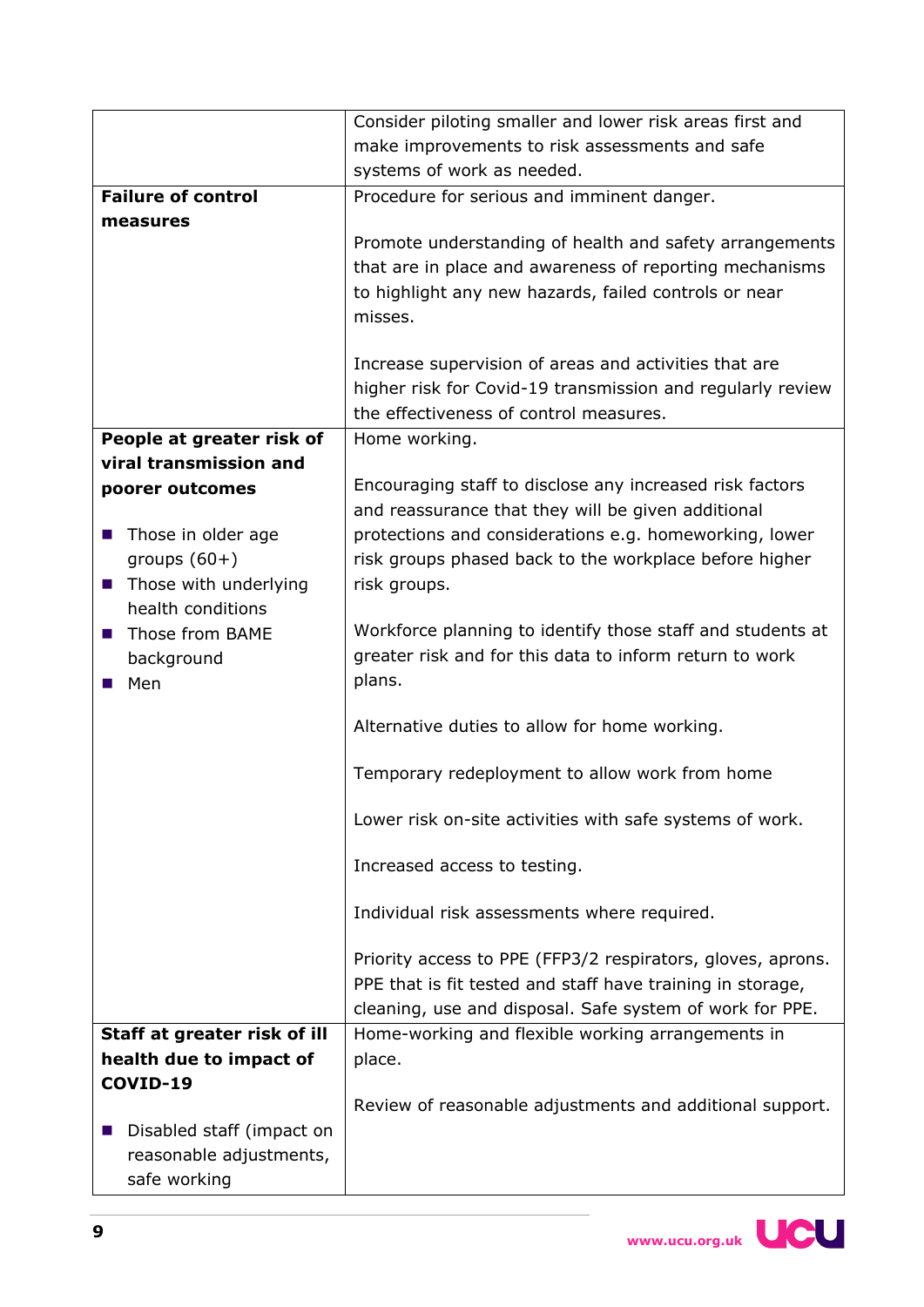| | |
|---|---|
| | Consider piloting smaller and lower risk areas first and make improvements to risk assessments and safe systems of work as needed. |
| **Failure of control measures** | Procedure for serious and imminent danger.<br><br>Promote understanding of health and safety arrangements that are in place and awareness of reporting mechanisms to highlight any new hazards, failed controls or near misses.<br><br>Increase supervision of areas and activities that are higher risk for Covid-19 transmission and regularly review the effectiveness of control measures. |
| **People at greater risk of viral transmission and poorer outcomes**<br><br>■ Those in older age groups (60+)<br>■ Those with underlying health conditions<br>■ Those from BAME background<br>■ Men | Home working.<br><br>Encouraging staff to disclose any increased risk factors and reassurance that they will be given additional protections and considerations e.g. homeworking, lower risk groups phased back to the workplace before higher risk groups.<br><br>Workforce planning to identify those staff and students at greater risk and for this data to inform return to work plans.<br><br>Alternative duties to allow for home working.<br><br>Temporary redeployment to allow work from home<br><br>Lower risk on-site activities with safe systems of work.<br><br>Increased access to testing.<br><br>Individual risk assessments where required.<br><br>Priority access to PPE (FFP3/2 respirators, gloves, aprons. PPE that is fit tested and staff have training in storage, cleaning, use and disposal. Safe system of work for PPE. |
| **Staff at greater risk of ill health due to impact of COVID-19**<br><br>■ Disabled staff (impact on reasonable adjustments, safe working | Home-working and flexible working arrangements in place.<br><br>Review of reasonable adjustments and additional support. |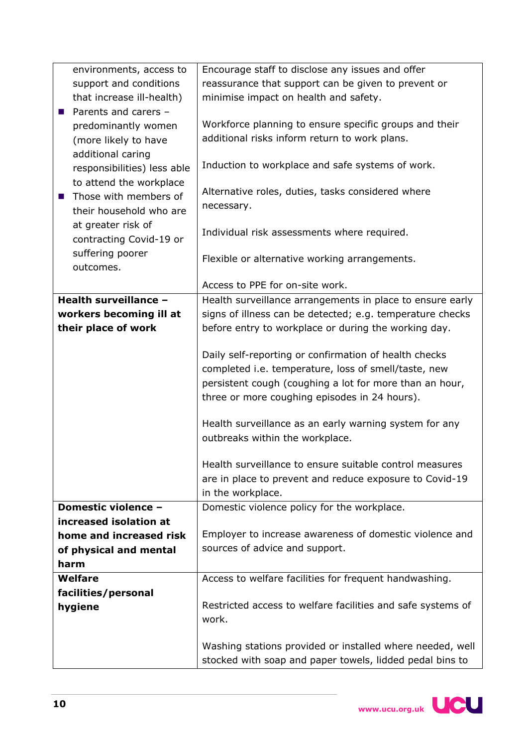| | |
|---|---|
| environments, access to support and conditions that increase ill-health)<br>- Parents and carers – predominantly women (more likely to have additional caring responsibilities) less able to attend the workplace<br>- Those with members of their household who are at greater risk of contracting Covid-19 or suffering poorer outcomes. | Encourage staff to disclose any issues and offer reassurance that support can be given to prevent or minimise impact on health and safety.<br><br>Workforce planning to ensure specific groups and their additional risks inform return to work plans.<br><br>Induction to workplace and safe systems of work.<br><br>Alternative roles, duties, tasks considered where necessary.<br><br>Individual risk assessments where required.<br><br>Flexible or alternative working arrangements.<br><br>Access to PPE for on-site work. |
| **Health surveillance – workers becoming ill at their place of work** | Health surveillance arrangements in place to ensure early signs of illness can be detected; e.g. temperature checks before entry to workplace or during the working day.<br><br>Daily self-reporting or confirmation of health checks completed i.e. temperature, loss of smell/taste, new persistent cough (coughing a lot for more than an hour, three or more coughing episodes in 24 hours).<br><br>Health surveillance as an early warning system for any outbreaks within the workplace.<br><br>Health surveillance to ensure suitable control measures are in place to prevent and reduce exposure to Covid-19 in the workplace. |
| **Domestic violence – increased isolation at home and increased risk of physical and mental harm** | Domestic violence policy for the workplace.<br><br>Employer to increase awareness of domestic violence and sources of advice and support. |
| **Welfare facilities/personal hygiene** | Access to welfare facilities for frequent handwashing.<br><br>Restricted access to welfare facilities and safe systems of work.<br><br>Washing stations provided or installed where needed, well stocked with soap and paper towels, lidded pedal bins to |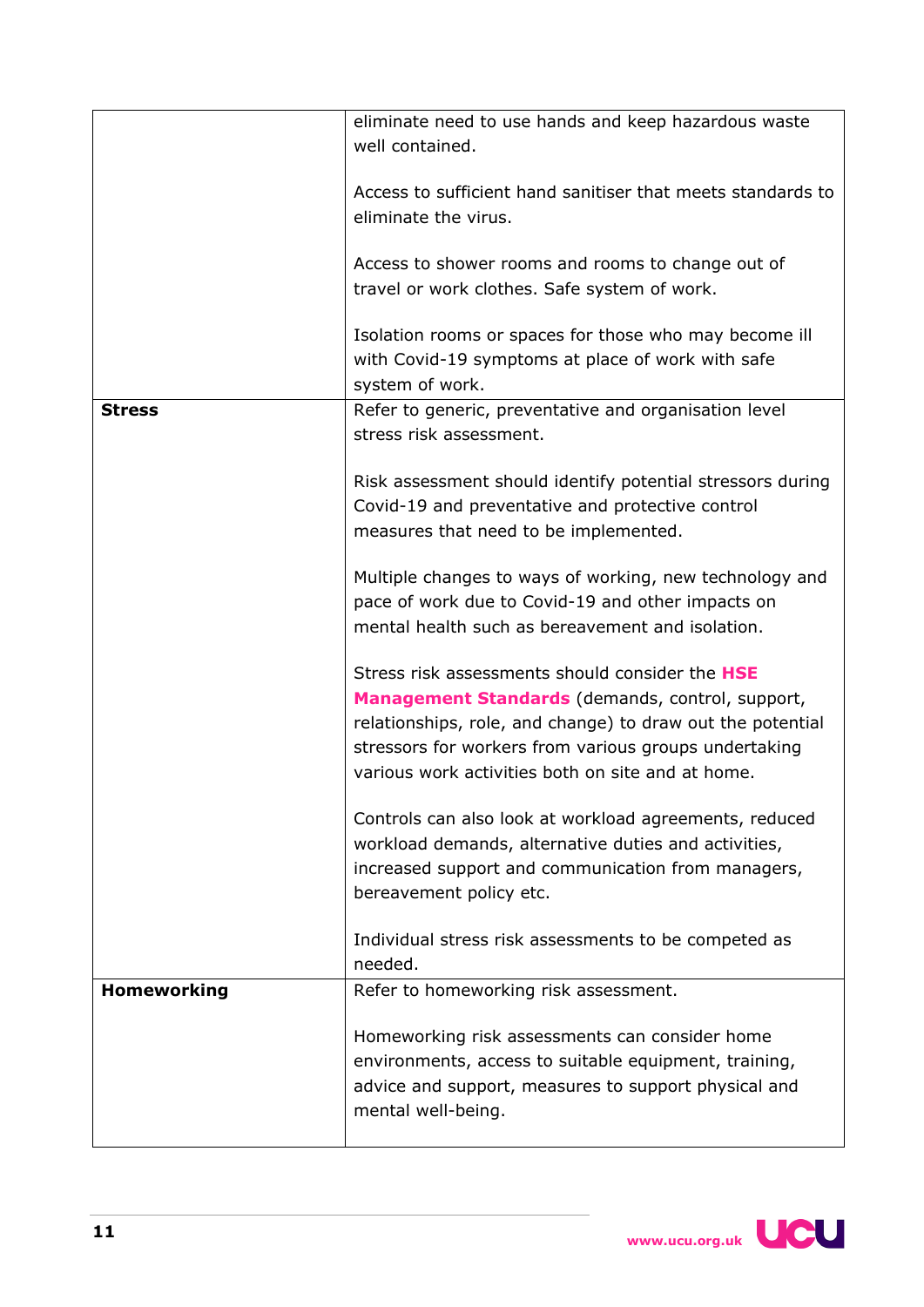| | |
|---|---|
| | eliminate need to use hands and keep hazardous waste well contained.<br><br>Access to sufficient hand sanitiser that meets standards to eliminate the virus.<br><br>Access to shower rooms and rooms to change out of travel or work clothes. Safe system of work.<br><br>Isolation rooms or spaces for those who may become ill with Covid-19 symptoms at place of work with safe system of work. |
| **Stress** | Refer to generic, preventative and organisation level stress risk assessment.<br><br>Risk assessment should identify potential stressors during Covid-19 and preventative and protective control measures that need to be implemented.<br><br>Multiple changes to ways of working, new technology and pace of work due to Covid-19 and other impacts on mental health such as bereavement and isolation.<br><br>Stress risk assessments should consider the **HSE Management Standards** (demands, control, support, relationships, role, and change) to draw out the potential stressors for workers from various groups undertaking various work activities both on site and at home.<br><br>Controls can also look at workload agreements, reduced workload demands, alternative duties and activities, increased support and communication from managers, bereavement policy etc.<br><br>Individual stress risk assessments to be competed as needed. |
| **Homeworking** | Refer to homeworking risk assessment.<br><br>Homeworking risk assessments can consider home environments, access to suitable equipment, training, advice and support, measures to support physical and mental well-being. |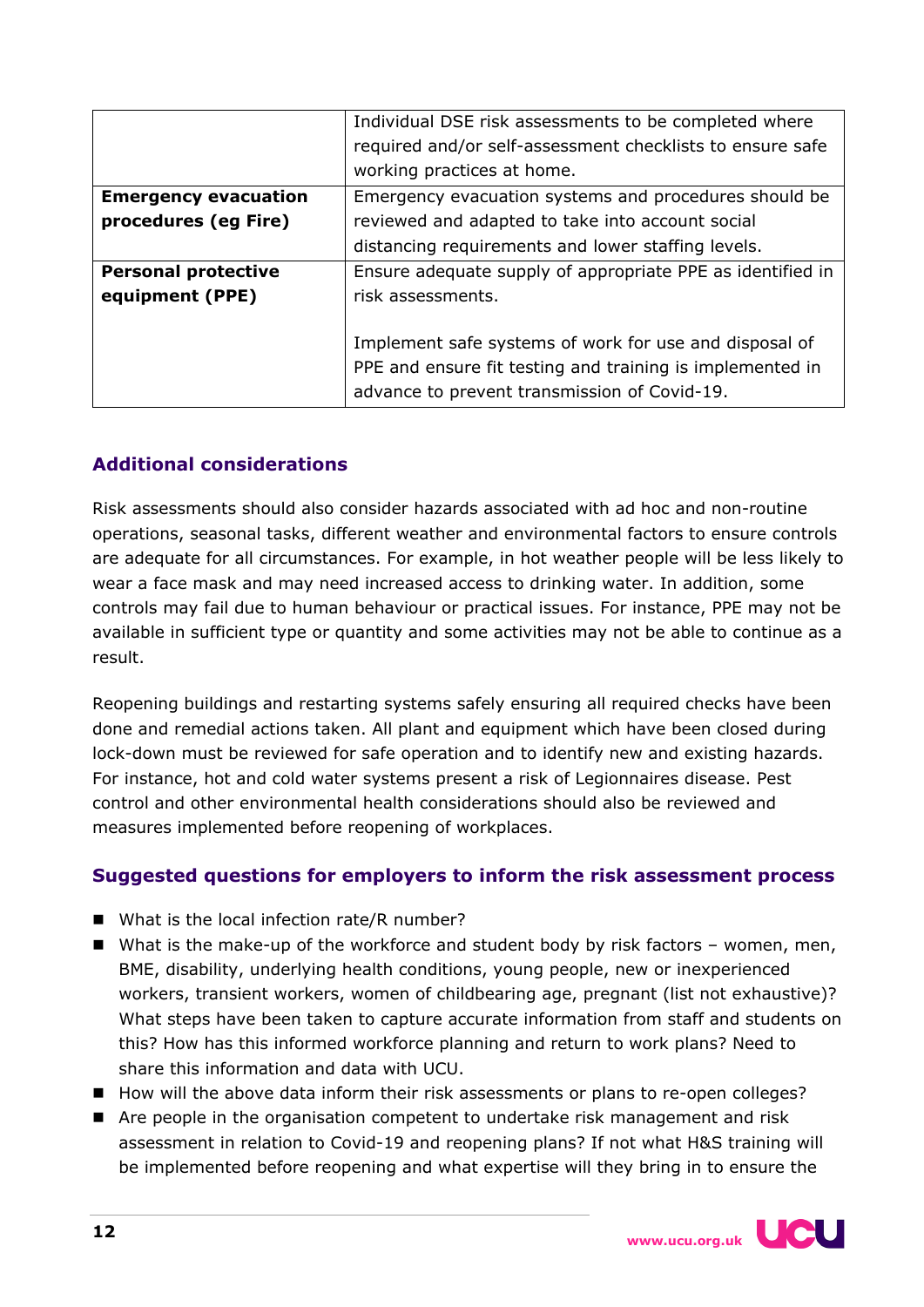| | |
|---|---|
| | Individual DSE risk assessments to be completed where required and/or self-assessment checklists to ensure safe working practices at home. |
| **Emergency evacuation procedures (eg Fire)** | Emergency evacuation systems and procedures should be reviewed and adapted to take into account social distancing requirements and lower staffing levels. |
| **Personal protective equipment (PPE)** | Ensure adequate supply of appropriate PPE as identified in risk assessments.<br><br>Implement safe systems of work for use and disposal of PPE and ensure fit testing and training is implemented in advance to prevent transmission of Covid-19. |

### Additional considerations

Risk assessments should also consider hazards associated with ad hoc and non-routine operations, seasonal tasks, different weather and environmental factors to ensure controls are adequate for all circumstances. For example, in hot weather people will be less likely to wear a face mask and may need increased access to drinking water. In addition, some controls may fail due to human behaviour or practical issues. For instance, PPE may not be available in sufficient type or quantity and some activities may not be able to continue as a result.

Reopening buildings and restarting systems safely ensuring all required checks have been done and remedial actions taken. All plant and equipment which have been closed during lock-down must be reviewed for safe operation and to identify new and existing hazards. For instance, hot and cold water systems present a risk of Legionnaires disease. Pest control and other environmental health considerations should also be reviewed and measures implemented before reopening of workplaces.

### Suggested questions for employers to inform the risk assessment process

- What is the local infection rate/R number?
- What is the make-up of the workforce and student body by risk factors – women, men, BME, disability, underlying health conditions, young people, new or inexperienced workers, transient workers, women of childbearing age, pregnant (list not exhaustive)? What steps have been taken to capture accurate information from staff and students on this? How has this informed workforce planning and return to work plans? Need to share this information and data with UCU.
- How will the above data inform their risk assessments or plans to re-open colleges?
- Are people in the organisation competent to undertake risk management and risk assessment in relation to Covid-19 and reopening plans? If not what H&S training will be implemented before reopening and what expertise will they bring in to ensure the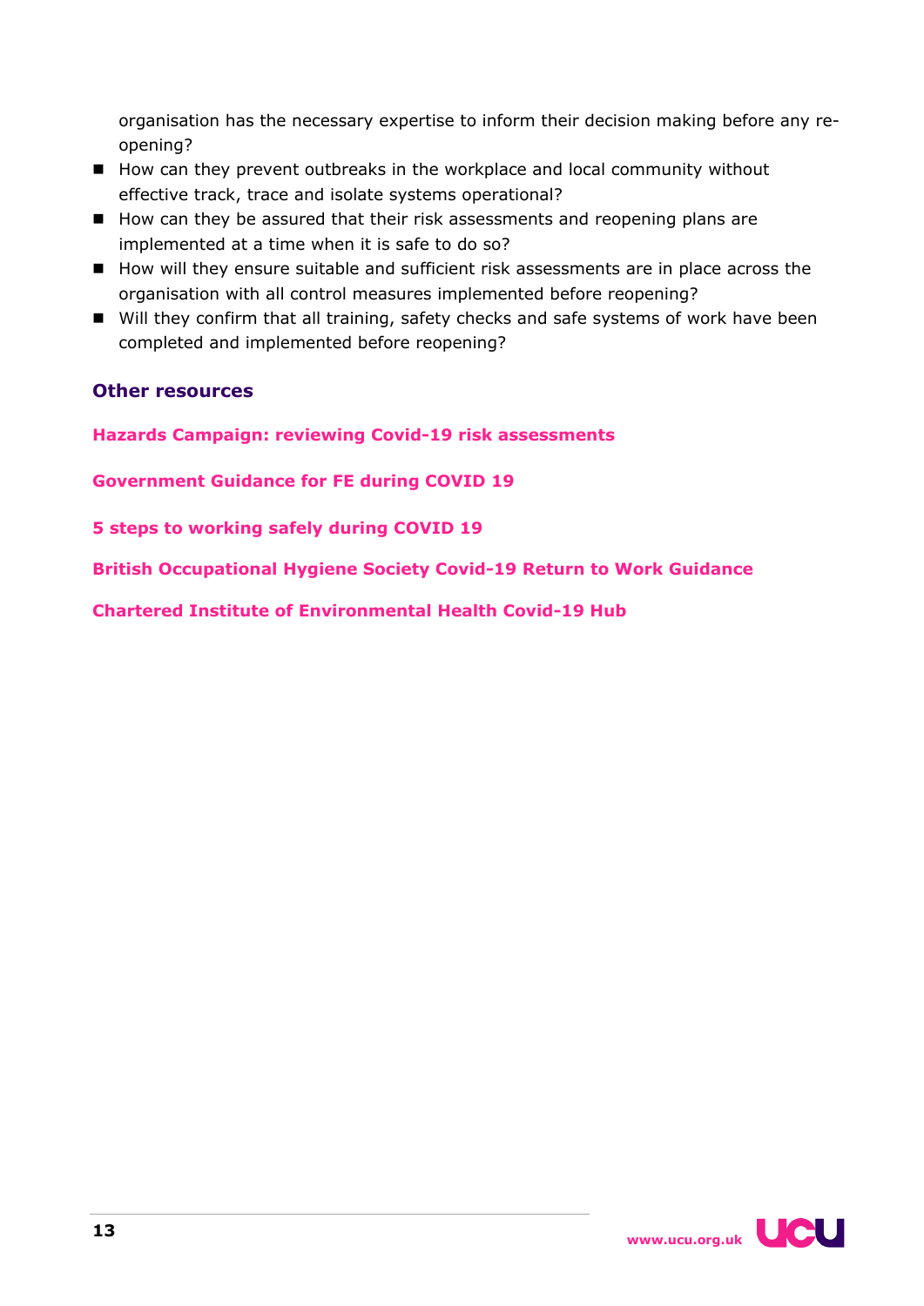organisation has the necessary expertise to inform their decision making before any re-opening?

- How can they prevent outbreaks in the workplace and local community without effective track, trace and isolate systems operational?
- How can they be assured that their risk assessments and reopening plans are implemented at a time when it is safe to do so?
- How will they ensure suitable and sufficient risk assessments are in place across the organisation with all control measures implemented before reopening?
- Will they confirm that all training, safety checks and safe systems of work have been completed and implemented before reopening?

## Other resources

**Hazards Campaign: reviewing Covid-19 risk assessments**

**Government Guidance for FE during COVID 19**

**5 steps to working safely during COVID 19**

**British Occupational Hygiene Society Covid-19 Return to Work Guidance**

**Chartered Institute of Environmental Health Covid-19 Hub**